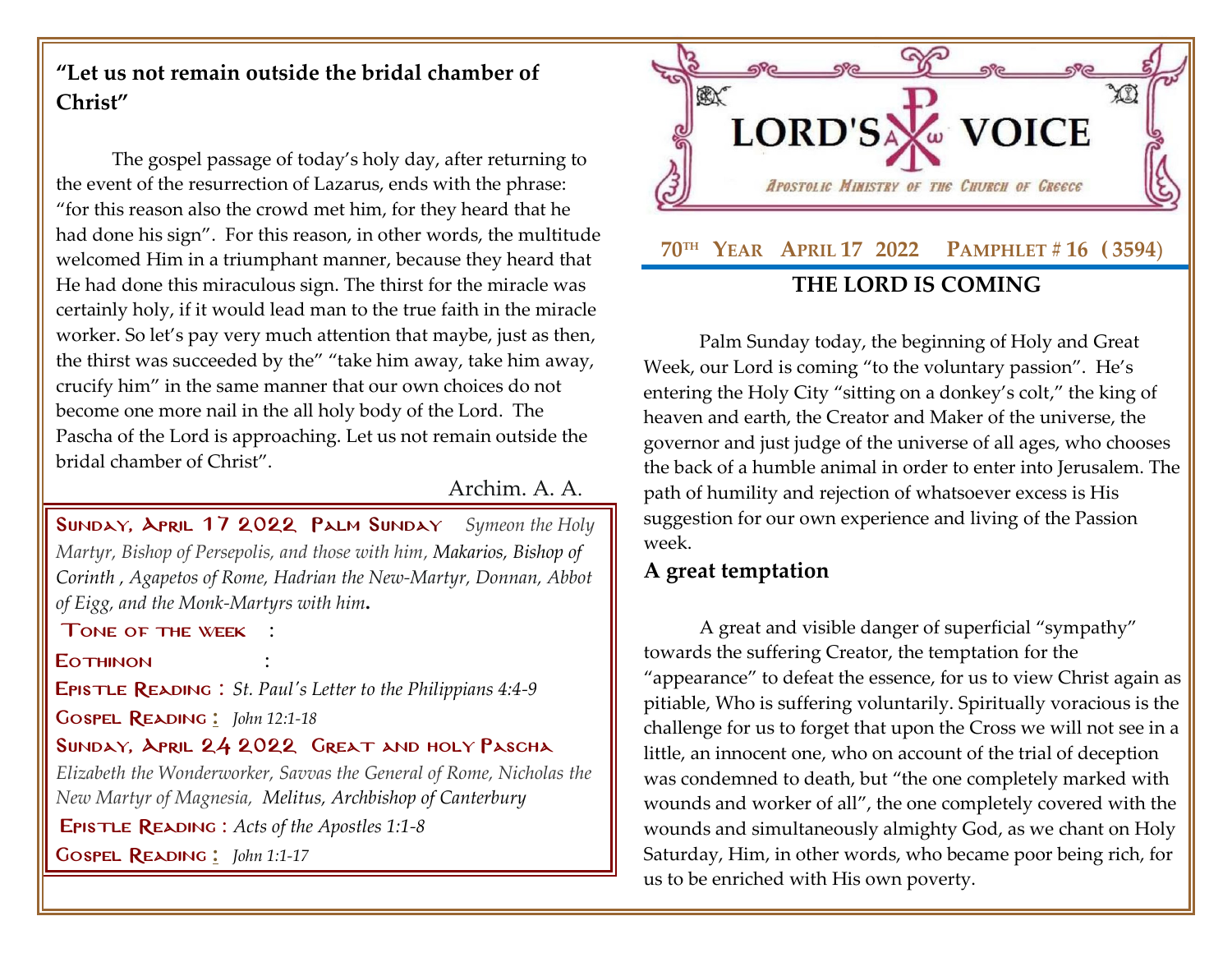### "Let us not remain outside the bridal chamber of Christ"

The gospel passage of today's holy day, after returning to the event of the resurrection of Lazarus, ends with the phrase: "for this reason also the crowd met him, for they heard that he had done his sign". For this reason, in other words, the multitude welcomed Him in a triumphant manner, because they heard that He had done this miraculous sign. The thirst for the miracle was certainly holy, if it would lead man to the true faith in the miracle worker. So let's pay very much attention that maybe, just as then, the thirst was succeeded by the" "take him away, take him away, crucify him" in the same manner that our own choices do not become one more nail in the all holy body of the Lord. The Pascha of the Lord is approaching. Let us not remain outside the bridal chamber of Christ".

Archim. A. A.

**SUNDAY, APRIL 17 2022 PALM SUNDAY** *Symeon the Holy Martyr, Bishop of Persepolis, and those with him, Makarios, Bishop of Corinth , Agapetos of Rome, Hadrian the New-Martyr, Donnan, Abbot of Eigg, and the Monk-Martyrs with him***.**

**TONE OF THE WEEK** :

**EOTHINON** :

**EPISTLE READING :** *St. Paul's Letter to the Philippians 4:4-9*

**GOSPEL READING :** *John 12:1-18*

**SUNDAY, APRIL 24 2022 GREAT AND HOLY PASCHA**

*Elizabeth the Wonderworker, Savvas the General of Rome, Nicholas the New Martyr of Magnesia, Melitus, Archbishop of Canterbury*

**EPISTLE READING :** *Acts of the Apostles 1:1-8*

**GOSPEL READING :** *John 1:1-17*

# LORD'S VOICE

*Apostolic Ministry of the Church of Greece*

**70TH YEAR APRIL 17 2022 PAMPHLET # 16 (3594)**

## THE LORD IS COMING

Palm Sunday today, the beginning of Holy and Great Week, our Lord is coming "to the voluntary passion". He's entering the Holy City "sitting on a donkey's colt," the king of heaven and earth, the Creator and Maker of the universe, the governor and just judge of the universe of all ages, who chooses the back of a humble animal in order to enter into Jerusalem. The path of humility and rejection of whatsoever excess is His suggestion for our own experience and living of the Passion week.

### A great temptation

A great and visible danger of superficial "sympathy" towards the suffering Creator, the temptation for the "appearance" to defeat the essence, for us to view Christ again as pitiable, Who is suffering voluntarily. Spiritually voracious is the challenge for us to forget that upon the Cross we will not see in a little, an innocent one, who on account of the trial of deception was condemned to death, but "the one completely marked with wounds and worker of all", the one completely covered with the wounds and simultaneously almighty God, as we chant on Holy Saturday, Him, in other words, who became poor being rich, for us to be enriched with His own poverty.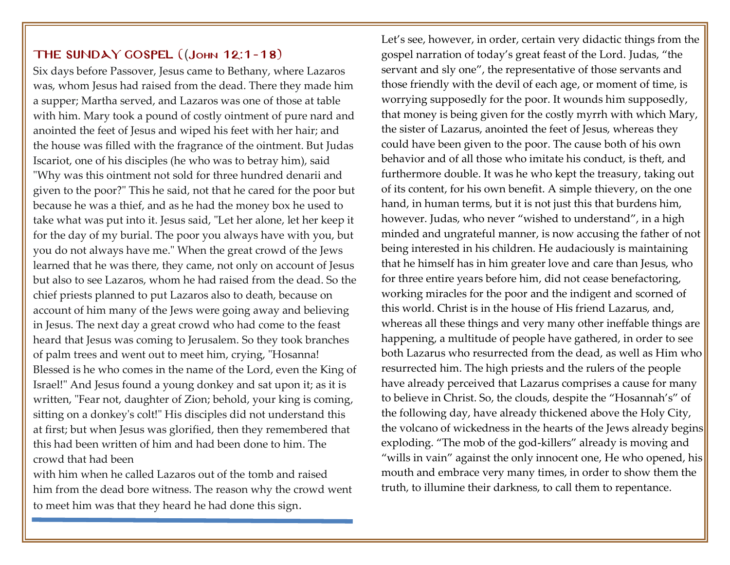## THE SUNDAY GOSPEL ((John 12:1-18)

Six days before Passover, Jesus came to Bethany, where Lazaros was, whom Jesus had raised from the dead. There they made him a supper; Martha served, and Lazaros was one of those at table with him. Mary took a pound of costly ointment of pure nard and anointed the feet of Jesus and wiped his feet with her hair; and the house was filled with the fragrance of the ointment. But Judas Iscariot, one of his disciples (he who was to betray him), said "Why was this ointment not sold for three hundred denarii and given to the poor?" This he said, not that he cared for the poor but because he was a thief, and as he had the money box he used to take what was put into it. Jesus said, "Let her alone, let her keep it for the day of my burial. The poor you always have with you, but you do not always have me." When the great crowd of the Jews learned that he was there, they came, not only on account of Jesus but also to see Lazaros, whom he had raised from the dead. So the chief priests planned to put Lazaros also to death, because on account of him many of the Jews were going away and believing in Jesus. The next day a great crowd who had come to the feast heard that Jesus was coming to Jerusalem. So they took branches of palm trees and went out to meet him, crying, "Hosanna! Blessed is he who comes in the name of the Lord, even the King of Israel!" And Jesus found a young donkey and sat upon it; as it is written, "Fear not, daughter of Zion; behold, your king is coming, sitting on a donkey's colt!" His disciples did not understand this at first; but when Jesus was glorified, then they remembered that this had been written of him and had been done to him. The crowd that had been with him when he called Lazaros out of the tomb and raised him from the dead bore witness. The reason why the crowd went to meet him was that they heard he had done this sign.

Let's see, however, in order, certain very didactic things from the gospel narration of today's great feast of the Lord. Judas, "the servant and sly one", the representative of those servants and those friendly with the devil of each age, or moment of time, is worrying supposedly for the poor. It wounds him supposedly, that money is being given for the costly myrrh with which Mary, the sister of Lazarus, anointed the feet of Jesus, whereas they could have been given to the poor. The cause both of his own behavior and of all those who imitate his conduct, is theft, and furthermore double. It was he who kept the treasury, taking out of its content, for his own benefit. A simple thievery, on the one hand, in human terms, but it is not just this that burdens him, however. Judas, who never "wished to understand", in a high minded and ungrateful manner, is now accusing the father of not being interested in his children. He audaciously is maintaining that he himself has in him greater love and care than Jesus, who for three entire years before him, did not cease benefactoring, working miracles for the poor and the indigent and scorned of this world. Christ is in the house of His friend Lazarus, and, whereas all these things and very many other ineffable things are happening, a multitude of people have gathered, in order to see both Lazarus who resurrected from the dead, as well as Him who resurrected him. The high priests and the rulers of the people have already perceived that Lazarus comprises a cause for many to believe in Christ. So, the clouds, despite the "Hosannah's" of the following day, have already thickened above the Holy City, the volcano of wickedness in the hearts of the Jews already begins exploding. "The mob of the god-killers" already is moving and "wills in vain" against the only innocent one, He who opened, his mouth and embrace very many times, in order to show them the truth, to illumine their darkness, to call them to repentance.